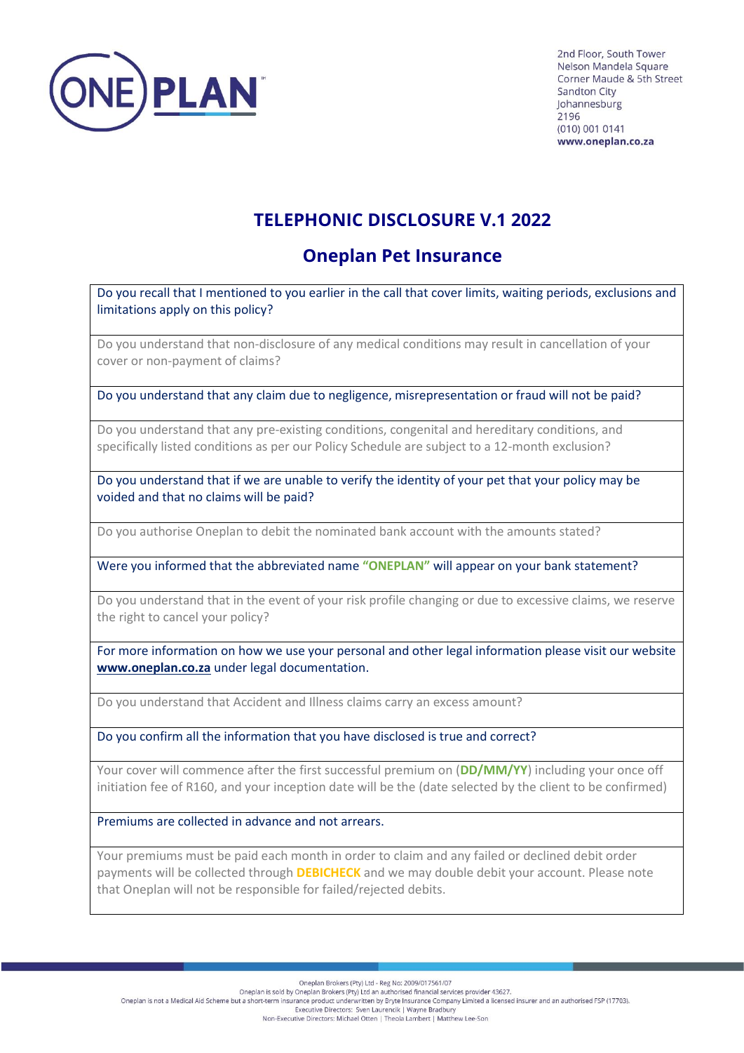ONEPLAN™

2nd Floor, South Tower
Nelson Mandela Square
Corner Maude & 5th Street
Sandton City
Johannesburg
2196
(010) 001 0141
**www.oneplan.co.za**

# TELEPHONIC DISCLOSURE V.1 2022

## Oneplan Pet Insurance

| |
|---|
| Do you recall that I mentioned to you earlier in the call that cover limits, waiting periods, exclusions and limitations apply on this policy? |
| Do you understand that non-disclosure of any medical conditions may result in cancellation of your cover or non-payment of claims? |
| Do you understand that any claim due to negligence, misrepresentation or fraud will not be paid? |
| Do you understand that any pre-existing conditions, congenital and hereditary conditions, and specifically listed conditions as per our Policy Schedule are subject to a 12-month exclusion? |
| Do you understand that if we are unable to verify the identity of your pet that your policy may be voided and that no claims will be paid? |
| Do you authorise Oneplan to debit the nominated bank account with the amounts stated? |
| Were you informed that the abbreviated name **"ONEPLAN"** will appear on your bank statement? |
| Do you understand that in the event of your risk profile changing or due to excessive claims, we reserve the right to cancel your policy? |
| For more information on how we use your personal and other legal information please visit our website **www.oneplan.co.za** under legal documentation. |
| Do you understand that Accident and Illness claims carry an excess amount? |
| Do you confirm all the information that you have disclosed is true and correct? |
| Your cover will commence after the first successful premium on (**DD/MM/YY**) including your once off initiation fee of R160, and your inception date will be the (date selected by the client to be confirmed) |
| Premiums are collected in advance and not arrears. |
| Your premiums must be paid each month in order to claim and any failed or declined debit order payments will be collected through **DEBICHECK** and we may double debit your account. Please note that Oneplan will not be responsible for failed/rejected debits. |

Oneplan Brokers (Pty) Ltd - Reg No: 2009/017561/07
Oneplan is sold by Oneplan Brokers (Pty) Ltd an authorised financial services provider 43627.
Oneplan is not a Medical Aid Scheme but a short-term insurance product underwritten by Bryte Insurance Company Limited a licensed insurer and an authorised FSP (17703).
Executive Directors: Sven Laurencik | Wayne Bradbury
Non-Executive Directors: Michael Otten | Theola Lambert | Matthew Lee-Son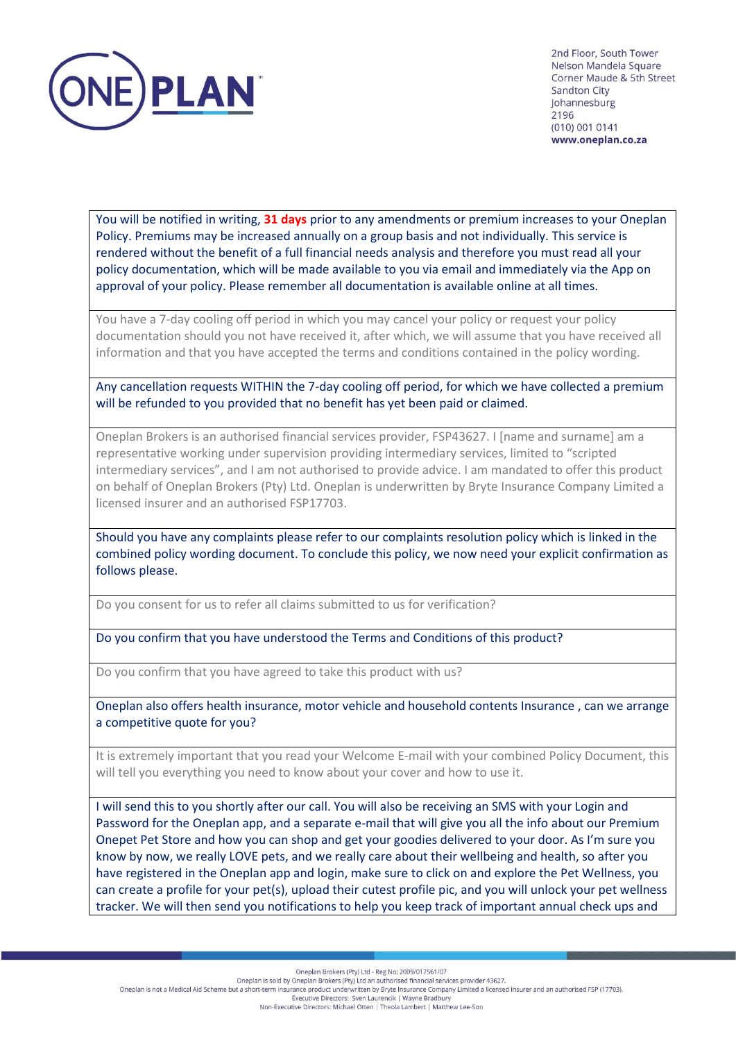2nd Floor, South Tower
Nelson Mandela Square
Corner Maude & 5th Street
Sandton City
Johannesburg
2196
(010) 001 0141
**www.oneplan.co.za**

| |
|---|
| You will be notified in writing, **31 days** prior to any amendments or premium increases to your Oneplan Policy. Premiums may be increased annually on a group basis and not individually. This service is rendered without the benefit of a full financial needs analysis and therefore you must read all your policy documentation, which will be made available to you via email and immediately via the App on approval of your policy. Please remember all documentation is available online at all times. |
| You have a 7-day cooling off period in which you may cancel your policy or request your policy documentation should you not have received it, after which, we will assume that you have received all information and that you have accepted the terms and conditions contained in the policy wording. |
| Any cancellation requests WITHIN the 7-day cooling off period, for which we have collected a premium will be refunded to you provided that no benefit has yet been paid or claimed. |
| Oneplan Brokers is an authorised financial services provider, FSP43627. I [name and surname] am a representative working under supervision providing intermediary services, limited to "scripted intermediary services", and I am not authorised to provide advice. I am mandated to offer this product on behalf of Oneplan Brokers (Pty) Ltd. Oneplan is underwritten by Bryte Insurance Company Limited a licensed insurer and an authorised FSP17703. |
| Should you have any complaints please refer to our complaints resolution policy which is linked in the combined policy wording document. To conclude this policy, we now need your explicit confirmation as follows please. |
| Do you consent for us to refer all claims submitted to us for verification? |
| Do you confirm that you have understood the Terms and Conditions of this product? |
| Do you confirm that you have agreed to take this product with us? |
| Oneplan also offers health insurance, motor vehicle and household contents Insurance , can we arrange a competitive quote for you? |
| It is extremely important that you read your Welcome E-mail with your combined Policy Document, this will tell you everything you need to know about your cover and how to use it. |
| I will send this to you shortly after our call. You will also be receiving an SMS with your Login and Password for the Oneplan app, and a separate e-mail that will give you all the info about our Premium Onepet Pet Store and how you can shop and get your goodies delivered to your door. As I'm sure you know by now, we really LOVE pets, and we really care about their wellbeing and health, so after you have registered in the Oneplan app and login, make sure to click on and explore the Pet Wellness, you can create a profile for your pet(s), upload their cutest profile pic, and you will unlock your pet wellness tracker. We will then send you notifications to help you keep track of important annual check ups and |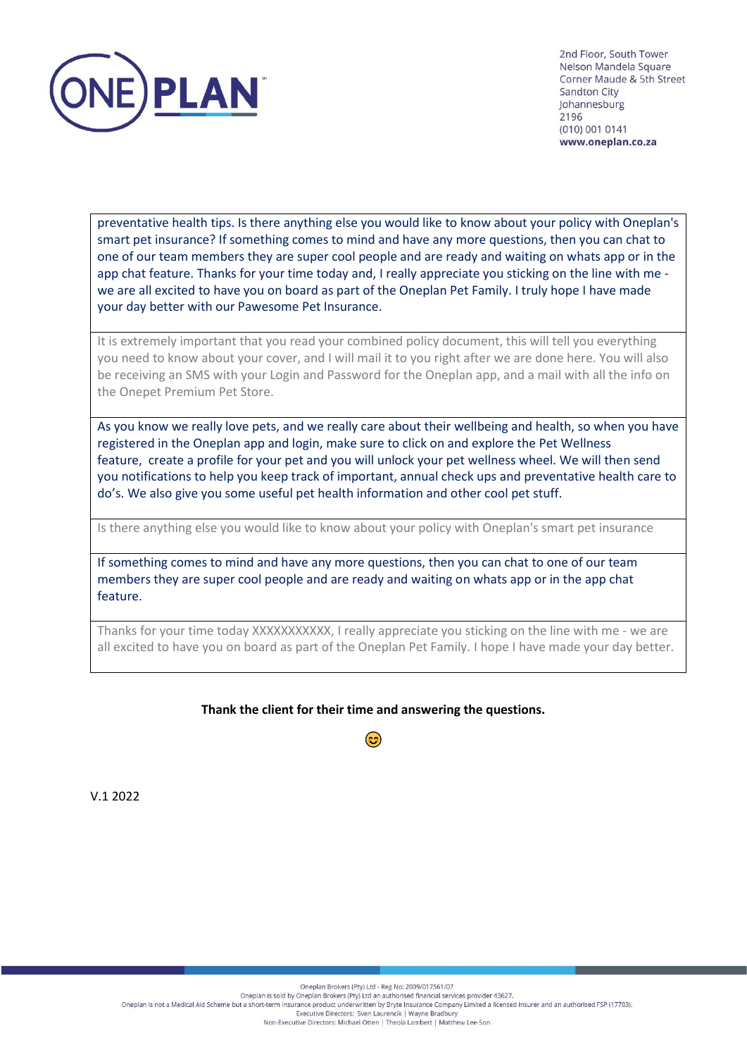| |
|---|
| preventative health tips. Is there anything else you would like to know about your policy with Oneplan's smart pet insurance? If something comes to mind and have any more questions, then you can chat to one of our team members they are super cool people and are ready and waiting on whats app or in the app chat feature. Thanks for your time today and, I really appreciate you sticking on the line with me - we are all excited to have you on board as part of the Oneplan Pet Family. I truly hope I have made your day better with our Pawesome Pet Insurance. |
| It is extremely important that you read your combined policy document, this will tell you everything you need to know about your cover, and I will mail it to you right after we are done here. You will also be receiving an SMS with your Login and Password for the Oneplan app, and a mail with all the info on the Onepet Premium Pet Store. |
| As you know we really love pets, and we really care about their wellbeing and health, so when you have registered in the Oneplan app and login, make sure to click on and explore the Pet Wellness feature, create a profile for your pet and you will unlock your pet wellness wheel. We will then send you notifications to help you keep track of important, annual check ups and preventative health care to do's. We also give you some useful pet health information and other cool pet stuff. |
| Is there anything else you would like to know about your policy with Oneplan's smart pet insurance |
| If something comes to mind and have any more questions, then you can chat to one of our team members they are super cool people and are ready and waiting on whats app or in the app chat feature. |
| Thanks for your time today XXXXXXXXXXX, I really appreciate you sticking on the line with me - we are all excited to have you on board as part of the Oneplan Pet Family. I hope I have made your day better. |

**Thank the client for their time and answering the questions.**

😊

V.1 2022